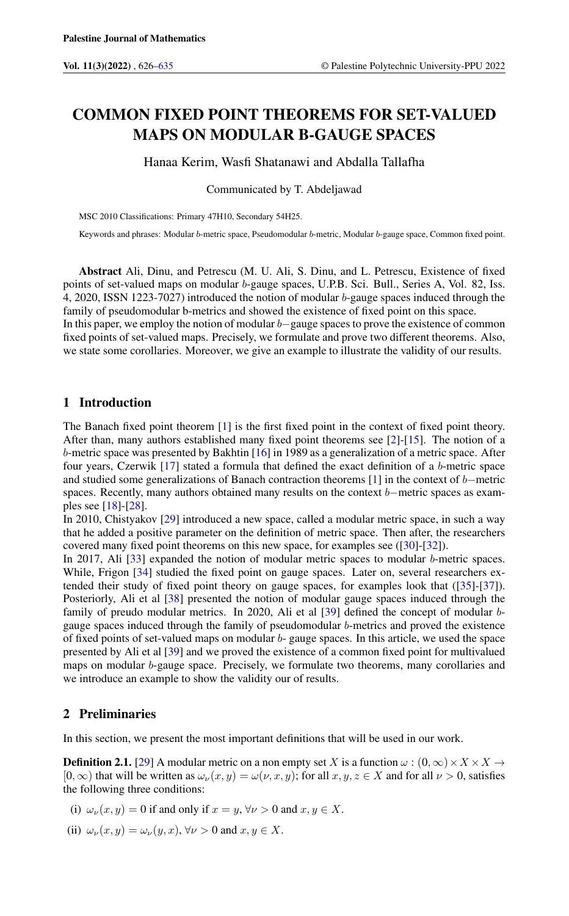# COMMON FIXED POINT THEOREMS FOR SET-VALUED MAPS ON MODULAR B-GAUGE SPACES

Hanaa Kerim, Wasfi Shatanawi and Abdalla Tallafha

Communicated by T. Abdeljawad

MSC 2010 Classifications: Primary 47H10, Secondary 54H25.

Keywords and phrases: Modular $b$-metric space, Pseudomodular $b$-metric, Modular $b$-gauge space, Common fixed point.

**Abstract** Ali, Dinu, and Petrescu (M. U. Ali, S. Dinu, and L. Petrescu, Existence of fixed points of set-valued maps on modular $b$-gauge spaces, U.P.B. Sci. Bull., Series A, Vol. 82, Iss. 4, 2020, ISSN 1223-7027) introduced the notion of modular $b$-gauge spaces induced through the family of pseudomodular b-metrics and showed the existence of fixed point on this space.
In this paper, we employ the notion of modular $b-$gauge spaces to prove the existence of common fixed points of set-valued maps. Precisely, we formulate and prove two different theorems. Also, we state some corollaries. Moreover, we give an example to illustrate the validity of our results.

## 1 Introduction

The Banach fixed point theorem [1] is the first fixed point in the context of fixed point theory. After than, many authors established many fixed point theorems see [2]-[15]. The notion of a $b$-metric space was presented by Bakhtin [16] in 1989 as a generalization of a metric space. After four years, Czerwik [17] stated a formula that defined the exact definition of a $b$-metric space and studied some generalizations of Banach contraction theorems [1] in the context of $b-$metric spaces. Recently, many authors obtained many results on the context $b-$metric spaces as examples see [18]-[28].
In 2010, Chistyakov [29] introduced a new space, called a modular metric space, in such a way that he added a positive parameter on the definition of metric space. Then after, the researchers covered many fixed point theorems on this new space, for examples see ([30]-[32]).
In 2017, Ali [33] expanded the notion of modular metric spaces to modular $b$-metric spaces. While, Frigon [34] studied the fixed point on gauge spaces. Later on, several researchers extended their study of fixed point theory on gauge spaces, for examples look that ([35]-[37]). Posteriorly, Ali et al [38] presented the notion of modular gauge spaces induced through the family of preudo modular metrics. In 2020, Ali et al [39] defined the concept of modular $b$-gauge spaces induced through the family of pseudomodular $b$-metrics and proved the existence of fixed points of set-valued maps on modular $b$- gauge spaces. In this article, we used the space presented by Ali et al [39] and we proved the existence of a common fixed point for multivalued maps on modular $b$-gauge space. Precisely, we formulate two theorems, many corollaries and we introduce an example to show the validity our of results.

## 2 Preliminaries

In this section, we present the most important definitions that will be used in our work.

**Definition 2.1.** [29] A modular metric on a non empty set $X$ is a function $\omega : (0, \infty) \times X \times X \rightarrow [0, \infty)$ that will be written as $\omega_\nu(x, y) = \omega(\nu, x, y)$; for all $x, y, z \in X$ and for all $\nu > 0$, satisfies the following three conditions:

(i) $\omega_\nu(x, y) = 0$ if and only if $x = y$, $\forall \nu > 0$ and $x, y \in X$.

(ii) $\omega_\nu(x, y) = \omega_\nu(y, x)$, $\forall \nu > 0$ and $x, y \in X$.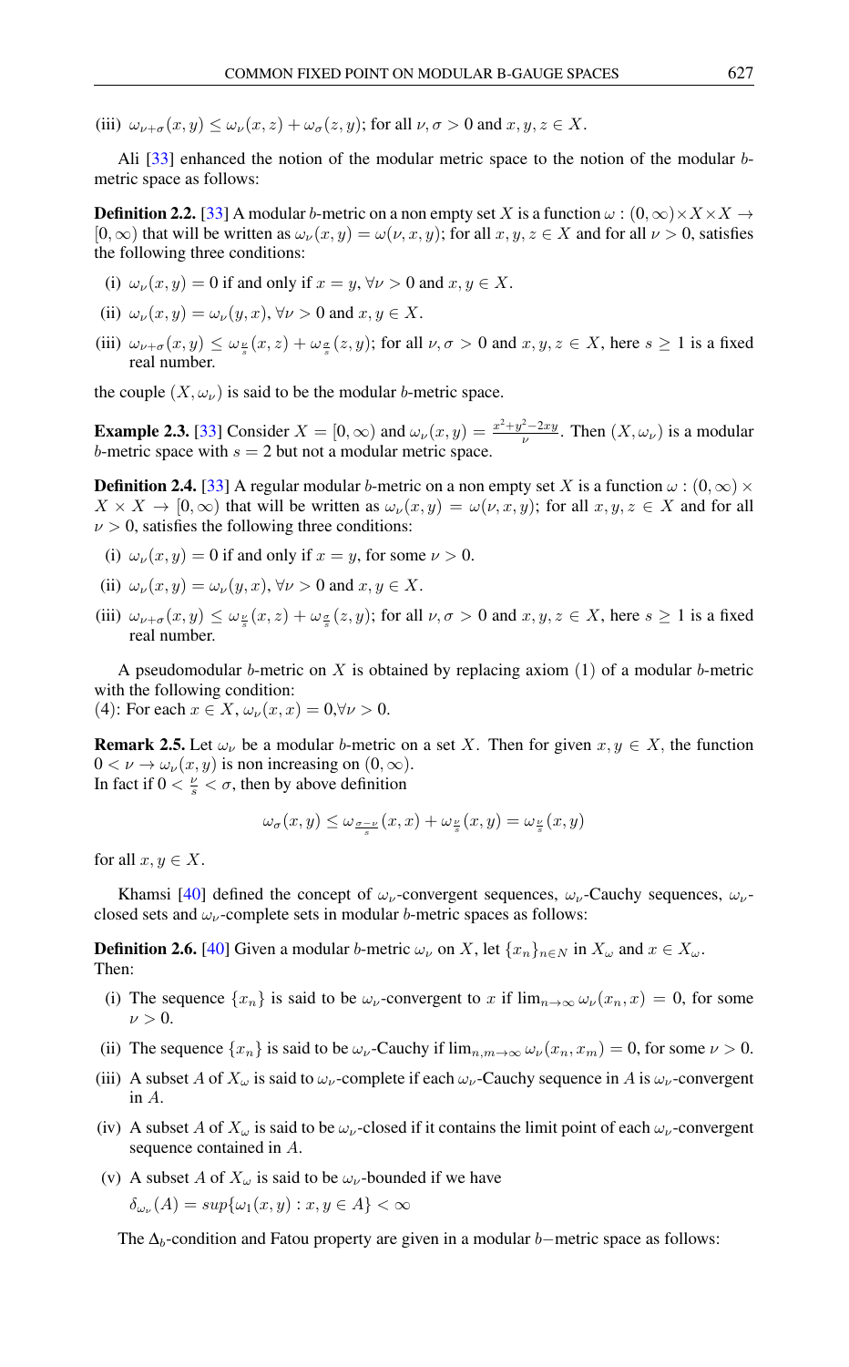(iii) $\omega_{\nu+\sigma}(x,y) \leq \omega_{\nu}(x,z) + \omega_{\sigma}(z,y)$; for all $\nu, \sigma > 0$ and $x, y, z \in X$.

Ali [33] enhanced the notion of the modular metric space to the notion of the modular $b$-metric space as follows:

**Definition 2.2.** [33] A modular $b$-metric on a non empty set $X$ is a function $\omega : (0,\infty) \times X \times X \to [0,\infty)$ that will be written as $\omega_{\nu}(x,y) = \omega(\nu, x, y)$; for all $x, y, z \in X$ and for all $\nu > 0$, satisfies the following three conditions:

(i) $\omega_{\nu}(x,y) = 0$ if and only if $x = y$, $\forall \nu > 0$ and $x, y \in X$.

(ii) $\omega_{\nu}(x,y) = \omega_{\nu}(y,x)$, $\forall \nu > 0$ and $x, y \in X$.

(iii) $\omega_{\nu+\sigma}(x,y) \leq \omega_{\frac{\nu}{s}}(x,z) + \omega_{\frac{\sigma}{s}}(z,y)$; for all $\nu, \sigma > 0$ and $x, y, z \in X$, here $s \geq 1$ is a fixed real number.

the couple $(X, \omega_{\nu})$ is said to be the modular $b$-metric space.

**Example 2.3.** [33] Consider $X = [0,\infty)$ and $\omega_{\nu}(x,y) = \frac{x^2+y^2-2xy}{\nu}$. Then $(X, \omega_{\nu})$ is a modular $b$-metric space with $s = 2$ but not a modular metric space.

**Definition 2.4.** [33] A regular modular $b$-metric on a non empty set $X$ is a function $\omega : (0,\infty) \times X \times X \to [0,\infty)$ that will be written as $\omega_{\nu}(x,y) = \omega(\nu, x, y)$; for all $x, y, z \in X$ and for all $\nu > 0$, satisfies the following three conditions:

(i) $\omega_{\nu}(x,y) = 0$ if and only if $x = y$, for some $\nu > 0$.

(ii) $\omega_{\nu}(x,y) = \omega_{\nu}(y,x)$, $\forall \nu > 0$ and $x, y \in X$.

(iii) $\omega_{\nu+\sigma}(x,y) \leq \omega_{\frac{\nu}{s}}(x,z) + \omega_{\frac{\sigma}{s}}(z,y)$; for all $\nu, \sigma > 0$ and $x, y, z \in X$, here $s \geq 1$ is a fixed real number.

A pseudomodular $b$-metric on $X$ is obtained by replacing axiom (1) of a modular $b$-metric with the following condition:
(4): For each $x \in X$, $\omega_{\nu}(x,x) = 0, \forall \nu > 0$.

**Remark 2.5.** Let $\omega_{\nu}$ be a modular $b$-metric on a set $X$. Then for given $x, y \in X$, the function $0 < \nu \to \omega_{\nu}(x,y)$ is non increasing on $(0,\infty)$.
In fact if $0 < \frac{\nu}{s} < \sigma$, then by above definition

$$\omega_{\sigma}(x,y) \leq \omega_{\frac{\sigma-\nu}{s}}(x,x) + \omega_{\frac{\nu}{s}}(x,y) = \omega_{\frac{\nu}{s}}(x,y)$$

for all $x, y \in X$.

Khamsi [40] defined the concept of $\omega_{\nu}$-convergent sequences, $\omega_{\nu}$-Cauchy sequences, $\omega_{\nu}$-closed sets and $\omega_{\nu}$-complete sets in modular $b$-metric spaces as follows:

**Definition 2.6.** [40] Given a modular $b$-metric $\omega_{\nu}$ on $X$, let $\{x_n\}_{n\in N}$ in $X_{\omega}$ and $x \in X_{\omega}$. Then:

(i) The sequence $\{x_n\}$ is said to be $\omega_{\nu}$-convergent to $x$ if $\lim_{n\to\infty} \omega_{\nu}(x_n, x) = 0$, for some $\nu > 0$.

(ii) The sequence $\{x_n\}$ is said to be $\omega_{\nu}$-Cauchy if $\lim_{n,m\to\infty} \omega_{\nu}(x_n, x_m) = 0$, for some $\nu > 0$.

(iii) A subset $A$ of $X_{\omega}$ is said to $\omega_{\nu}$-complete if each $\omega_{\nu}$-Cauchy sequence in $A$ is $\omega_{\nu}$-convergent in $A$.

(iv) A subset $A$ of $X_{\omega}$ is said to be $\omega_{\nu}$-closed if it contains the limit point of each $\omega_{\nu}$-convergent sequence contained in $A$.

(v) A subset $A$ of $X_{\omega}$ is said to be $\omega_{\nu}$-bounded if we have
$\delta_{\omega_{\nu}}(A) = sup\{\omega_1(x,y) : x, y \in A\} < \infty$

The $\Delta_b$-condition and Fatou property are given in a modular $b-$metric space as follows: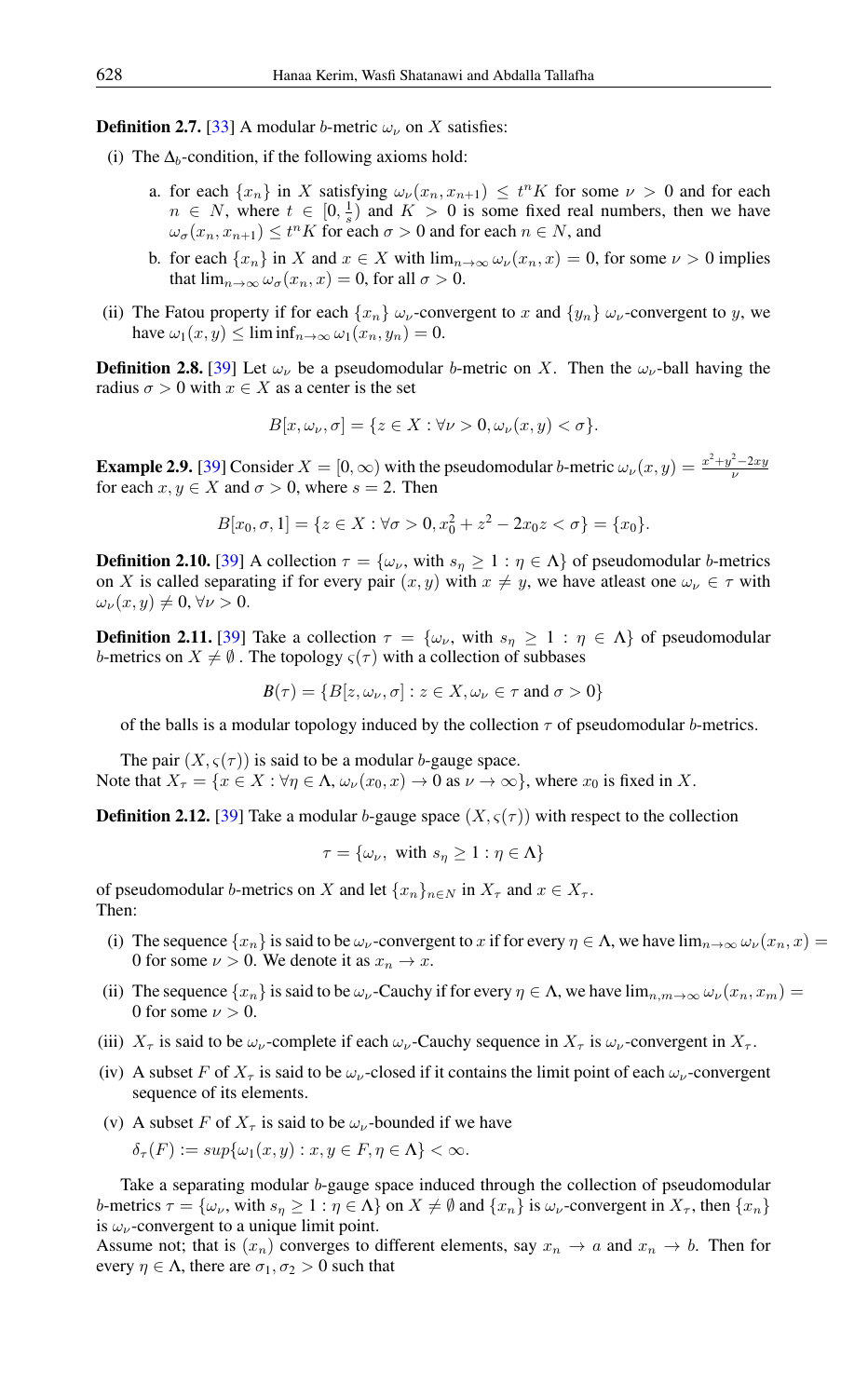**Definition 2.7.** [33] A modular $b$-metric $\omega_\nu$ on $X$ satisfies:

(i) The $\Delta_b$-condition, if the following axioms hold:

a. for each $\{x_n\}$ in $X$ satisfying $\omega_\nu(x_n, x_{n+1}) \leq t^n K$ for some $\nu > 0$ and for each $n \in N$, where $t \in [0, \frac{1}{s})$ and $K > 0$ is some fixed real numbers, then we have $\omega_\sigma(x_n, x_{n+1}) \leq t^n K$ for each $\sigma > 0$ and for each $n \in N$, and

b. for each $\{x_n\}$ in $X$ and $x \in X$ with $\lim_{n\to\infty} \omega_\nu(x_n, x) = 0$, for some $\nu > 0$ implies that $\lim_{n\to\infty} \omega_\sigma(x_n, x) = 0$, for all $\sigma > 0$.

(ii) The Fatou property if for each $\{x_n\}$ $\omega_\nu$-convergent to $x$ and $\{y_n\}$ $\omega_\nu$-convergent to $y$, we have $\omega_1(x, y) \leq \liminf_{n\to\infty} \omega_1(x_n, y_n) = 0$.

**Definition 2.8.** [39] Let $\omega_\nu$ be a pseudomodular $b$-metric on $X$. Then the $\omega_\nu$-ball having the radius $\sigma > 0$ with $x \in X$ as a center is the set

$$B[x, \omega_\nu, \sigma] = \{z \in X : \forall\nu > 0, \omega_\nu(x, y) < \sigma\}.$$

**Example 2.9.** [39] Consider $X = [0, \infty)$ with the pseudomodular $b$-metric $\omega_\nu(x, y) = \frac{x^2+y^2-2xy}{\nu}$ for each $x, y \in X$ and $\sigma > 0$, where $s = 2$. Then

$$B[x_0, \sigma, 1] = \{z \in X : \forall\sigma > 0, x_0^2 + z^2 - 2x_0 z < \sigma\} = \{x_0\}.$$

**Definition 2.10.** [39] A collection $\tau = \{\omega_\nu, \text{ with } s_\eta \geq 1 : \eta \in \Lambda\}$ of pseudomodular $b$-metrics on $X$ is called separating if for every pair $(x, y)$ with $x \neq y$, we have atleast one $\omega_\nu \in \tau$ with $\omega_\nu(x, y) \neq 0, \forall\nu > 0$.

**Definition 2.11.** [39] Take a collection $\tau = \{\omega_\nu, \text{ with } s_\eta \geq 1 : \eta \in \Lambda\}$ of pseudomodular $b$-metrics on $X \neq \emptyset$ . The topology $\varsigma(\tau)$ with a collection of subbases

$$B(\tau) = \{B[z, \omega_\nu, \sigma] : z \in X, \omega_\nu \in \tau \text{ and } \sigma > 0\}$$

of the balls is a modular topology induced by the collection $\tau$ of pseudomodular $b$-metrics.

The pair $(X, \varsigma(\tau))$ is said to be a modular $b$-gauge space.
Note that $X_\tau = \{x \in X : \forall\eta \in \Lambda, \omega_\nu(x_0, x) \to 0 \text{ as } \nu \to \infty\}$, where $x_0$ is fixed in $X$.

**Definition 2.12.** [39] Take a modular $b$-gauge space $(X, \varsigma(\tau))$ with respect to the collection

$$\tau = \{\omega_\nu, \text{ with } s_\eta \geq 1 : \eta \in \Lambda\}$$

of pseudomodular $b$-metrics on $X$ and let $\{x_n\}_{n\in N}$ in $X_\tau$ and $x \in X_\tau$.
Then:

(i) The sequence $\{x_n\}$ is said to be $\omega_\nu$-convergent to $x$ if for every $\eta \in \Lambda$, we have $\lim_{n\to\infty} \omega_\nu(x_n, x) = 0$ for some $\nu > 0$. We denote it as $x_n \to x$.

(ii) The sequence $\{x_n\}$ is said to be $\omega_\nu$-Cauchy if for every $\eta \in \Lambda$, we have $\lim_{n,m\to\infty} \omega_\nu(x_n, x_m) = 0$ for some $\nu > 0$.

(iii) $X_\tau$ is said to be $\omega_\nu$-complete if each $\omega_\nu$-Cauchy sequence in $X_\tau$ is $\omega_\nu$-convergent in $X_\tau$.

(iv) A subset $F$ of $X_\tau$ is said to be $\omega_\nu$-closed if it contains the limit point of each $\omega_\nu$-convergent sequence of its elements.

(v) A subset $F$ of $X_\tau$ is said to be $\omega_\nu$-bounded if we have
$\delta_\tau(F) := sup\{\omega_1(x, y) : x, y \in F, \eta \in \Lambda\} < \infty$.

Take a separating modular $b$-gauge space induced through the collection of pseudomodular $b$-metrics $\tau = \{\omega_\nu, \text{ with } s_\eta \geq 1 : \eta \in \Lambda\}$ on $X \neq \emptyset$ and $\{x_n\}$ is $\omega_\nu$-convergent in $X_\tau$, then $\{x_n\}$ is $\omega_\nu$-convergent to a unique limit point.
Assume not; that is $(x_n)$ converges to different elements, say $x_n \to a$ and $x_n \to b$. Then for every $\eta \in \Lambda$, there are $\sigma_1, \sigma_2 > 0$ such that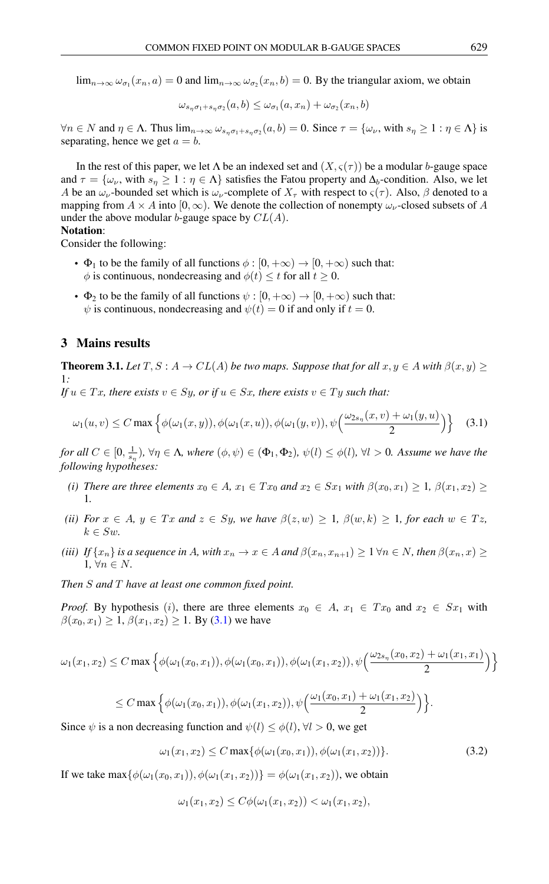$\lim_{n\to\infty} \omega_{\sigma_1}(x_n, a) = 0$ and $\lim_{n\to\infty} \omega_{\sigma_2}(x_n, b) = 0$. By the triangular axiom, we obtain

$$\omega_{s_\eta \sigma_1 + s_\eta \sigma_2}(a, b) \leq \omega_{\sigma_1}(a, x_n) + \omega_{\sigma_2}(x_n, b)$$

$\forall n \in N$ and $\eta \in \Lambda$. Thus $\lim_{n\to\infty} \omega_{s_\eta \sigma_1 + s_\eta \sigma_2}(a, b) = 0$. Since $\tau = \{\omega_\nu, \text{ with } s_\eta \geq 1 : \eta \in \Lambda\}$ is separating, hence we get $a = b$.

In the rest of this paper, we let $\Lambda$ be an indexed set and $(X, \varsigma(\tau))$ be a modular $b$-gauge space and $\tau = \{\omega_\nu, \text{ with } s_\eta \geq 1 : \eta \in \Lambda\}$ satisfies the Fatou property and $\Delta_b$-condition. Also, we let $A$ be an $\omega_\nu$-bounded set which is $\omega_\nu$-complete of $X_\tau$ with respect to $\varsigma(\tau)$. Also, $\beta$ denoted to a mapping from $A \times A$ into $[0, \infty)$. We denote the collection of nonempty $\omega_\nu$-closed subsets of $A$ under the above modular $b$-gauge space by $CL(A)$.

**Notation**:

Consider the following:

- $\Phi_1$ to be the family of all functions $\phi : [0, +\infty) \to [0, +\infty)$ such that: $\phi$ is continuous, nondecreasing and $\phi(t) \leq t$ for all $t \geq 0$.
- $\Phi_2$ to be the family of all functions $\psi : [0, +\infty) \to [0, +\infty)$ such that: $\psi$ is continuous, nondecreasing and $\psi(t) = 0$ if and only if $t = 0$.

## 3 Mains results

**Theorem 3.1.** *Let $T, S : A \to CL(A)$ be two maps. Suppose that for all $x, y \in A$ with $\beta(x, y) \geq 1$:*
*If $u \in Tx$, there exists $v \in Sy$, or if $u \in Sx$, there exists $v \in Ty$ such that:*

$$\omega_1(u, v) \leq C \max\Big\{\phi(\omega_1(x, y)), \phi(\omega_1(x, u)), \phi(\omega_1(y, v)), \psi\Big(\frac{\omega_{2s_\eta}(x, v) + \omega_1(y, u)}{2}\Big)\Big\} \tag{3.1}$$

*for all $C \in [0, \frac{1}{s_\eta})$, $\forall \eta \in \Lambda$, where $(\phi, \psi) \in (\Phi_1, \Phi_2)$, $\psi(l) \leq \phi(l)$, $\forall l > 0$. Assume we have the following hypotheses:*

*(i) There are three elements $x_0 \in A$, $x_1 \in Tx_0$ and $x_2 \in Sx_1$ with $\beta(x_0, x_1) \geq 1$, $\beta(x_1, x_2) \geq 1$.*

*(ii) For $x \in A$, $y \in Tx$ and $z \in Sy$, we have $\beta(z, w) \geq 1$, $\beta(w, k) \geq 1$, for each $w \in Tz$, $k \in Sw$.*

*(iii) If $\{x_n\}$ is a sequence in A, with $x_n \to x \in A$ and $\beta(x_n, x_{n+1}) \geq 1$ $\forall n \in N$, then $\beta(x_n, x) \geq 1$, $\forall n \in N$.*

*Then $S$ and $T$ have at least one common fixed point.*

*Proof.* By hypothesis $(i)$, there are three elements $x_0 \in A$, $x_1 \in Tx_0$ and $x_2 \in Sx_1$ with $\beta(x_0, x_1) \geq 1$, $\beta(x_1, x_2) \geq 1$. By (3.1) we have

$$\omega_1(x_1, x_2) \leq C \max\Big\{\phi(\omega_1(x_0, x_1)), \phi(\omega_1(x_0, x_1)), \phi(\omega_1(x_1, x_2)), \psi\Big(\frac{\omega_{2s_\eta}(x_0, x_2) + \omega_1(x_1, x_1)}{2}\Big)\Big\}$$

$$\leq C \max\Big\{\phi(\omega_1(x_0, x_1)), \phi(\omega_1(x_1, x_2)), \psi\Big(\frac{\omega_1(x_0, x_1) + \omega_1(x_1, x_2)}{2}\Big)\Big\}.$$

Since $\psi$ is a non decreasing function and $\psi(l) \leq \phi(l)$, $\forall l > 0$, we get

$$\omega_1(x_1, x_2) \leq C \max\{\phi(\omega_1(x_0, x_1)), \phi(\omega_1(x_1, x_2))\}. \tag{3.2}$$

If we take $\max\{\phi(\omega_1(x_0, x_1)), \phi(\omega_1(x_1, x_2))\} = \phi(\omega_1(x_1, x_2))$, we obtain

$$\omega_1(x_1, x_2) \leq C\phi(\omega_1(x_1, x_2)) < \omega_1(x_1, x_2),$$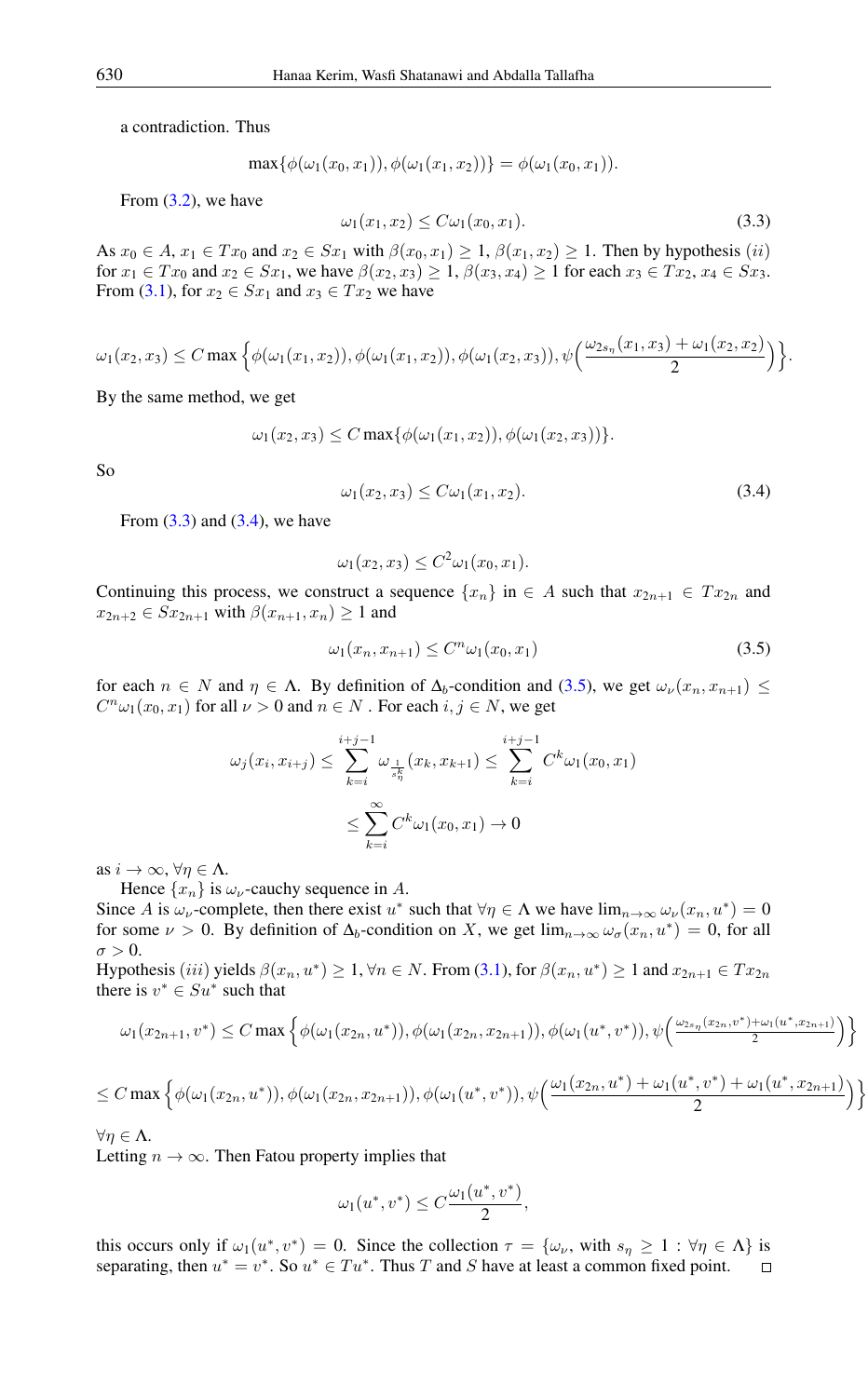a contradiction. Thus

$$\max\{\phi(\omega_1(x_0,x_1)),\phi(\omega_1(x_1,x_2))\}=\phi(\omega_1(x_0,x_1)).$$

From (3.2), we have

$$\omega_1(x_1,x_2)\leq C\omega_1(x_0,x_1). \tag{3.3}$$

As $x_0\in A$, $x_1\in Tx_0$ and $x_2\in Sx_1$ with $\beta(x_0,x_1)\geq 1$, $\beta(x_1,x_2)\geq 1$. Then by hypothesis $(ii)$ for $x_1\in Tx_0$ and $x_2\in Sx_1$, we have $\beta(x_2,x_3)\geq 1$, $\beta(x_3,x_4)\geq 1$ for each $x_3\in Tx_2$, $x_4\in Sx_3$. From (3.1), for $x_2\in Sx_1$ and $x_3\in Tx_2$ we have

$$\omega_1(x_2,x_3)\leq C\max\Big\{\phi(\omega_1(x_1,x_2)),\phi(\omega_1(x_1,x_2)),\phi(\omega_1(x_2,x_3)),\psi\Big(\frac{\omega_{2s_\eta}(x_1,x_3)+\omega_1(x_2,x_2)}{2}\Big)\Big\}.$$

By the same method, we get

$$\omega_1(x_2,x_3)\leq C\max\{\phi(\omega_1(x_1,x_2)),\phi(\omega_1(x_2,x_3))\}.$$

So

$$\omega_1(x_2,x_3)\leq C\omega_1(x_1,x_2). \tag{3.4}$$

From (3.3) and (3.4), we have

$$\omega_1(x_2,x_3)\leq C^2\omega_1(x_0,x_1).$$

Continuing this process, we construct a sequence $\{x_n\}$ in $\in A$ such that $x_{2n+1}\in Tx_{2n}$ and $x_{2n+2}\in Sx_{2n+1}$ with $\beta(x_{n+1},x_n)\geq 1$ and

$$\omega_1(x_n,x_{n+1})\leq C^n\omega_1(x_0,x_1) \tag{3.5}$$

for each $n\in N$ and $\eta\in\Lambda$. By definition of $\Delta_b$-condition and (3.5), we get $\omega_\nu(x_n,x_{n+1})\leq C^n\omega_1(x_0,x_1)$ for all $\nu>0$ and $n\in N$ . For each $i,j\in N$, we get

$$\omega_j(x_i,x_{i+j})\leq\sum_{k=i}^{i+j-1}\omega_{\frac{1}{s_\eta^k}}(x_k,x_{k+1})\leq\sum_{k=i}^{i+j-1}C^k\omega_1(x_0,x_1)$$
$$\leq\sum_{k=i}^{\infty}C^k\omega_1(x_0,x_1)\to 0$$

as $i\to\infty$, $\forall\eta\in\Lambda$.

Hence $\{x_n\}$ is $\omega_\nu$-cauchy sequence in $A$.

Since $A$ is $\omega_\nu$-complete, then there exist $u^*$ such that $\forall\eta\in\Lambda$ we have $\lim_{n\to\infty}\omega_\nu(x_n,u^*)=0$ for some $\nu>0$. By definition of $\Delta_b$-condition on $X$, we get $\lim_{n\to\infty}\omega_\sigma(x_n,u^*)=0$, for all $\sigma>0$.

Hypothesis $(iii)$ yields $\beta(x_n,u^*)\geq 1,\forall n\in N$. From (3.1), for $\beta(x_n,u^*)\geq 1$ and $x_{2n+1}\in Tx_{2n}$ there is $v^*\in Su^*$ such that

$$\omega_1(x_{2n+1},v^*)\leq C\max\Big\{\phi(\omega_1(x_{2n},u^*)),\phi(\omega_1(x_{2n},x_{2n+1})),\phi(\omega_1(u^*,v^*)),\psi\Big(\tfrac{\omega_{2s_\eta}(x_{2n},v^*)+\omega_1(u^*,x_{2n+1})}{2}\Big)\Big\}$$

$$\leq C\max\Big\{\phi(\omega_1(x_{2n},u^*)),\phi(\omega_1(x_{2n},x_{2n+1})),\phi(\omega_1(u^*,v^*)),\psi\Big(\frac{\omega_1(x_{2n},u^*)+\omega_1(u^*,v^*)+\omega_1(u^*,x_{2n+1})}{2}\Big)\Big\}$$

$\forall\eta\in\Lambda$.

Letting $n\to\infty$. Then Fatou property implies that

$$\omega_1(u^*,v^*)\leq C\frac{\omega_1(u^*,v^*)}{2},$$

this occurs only if $\omega_1(u^*,v^*)=0$. Since the collection $\tau=\{\omega_\nu$, with $s_\eta\geq 1:\forall\eta\in\Lambda\}$ is separating, then $u^*=v^*$. So $u^*\in Tu^*$. Thus $T$ and $S$ have at least a common fixed point. □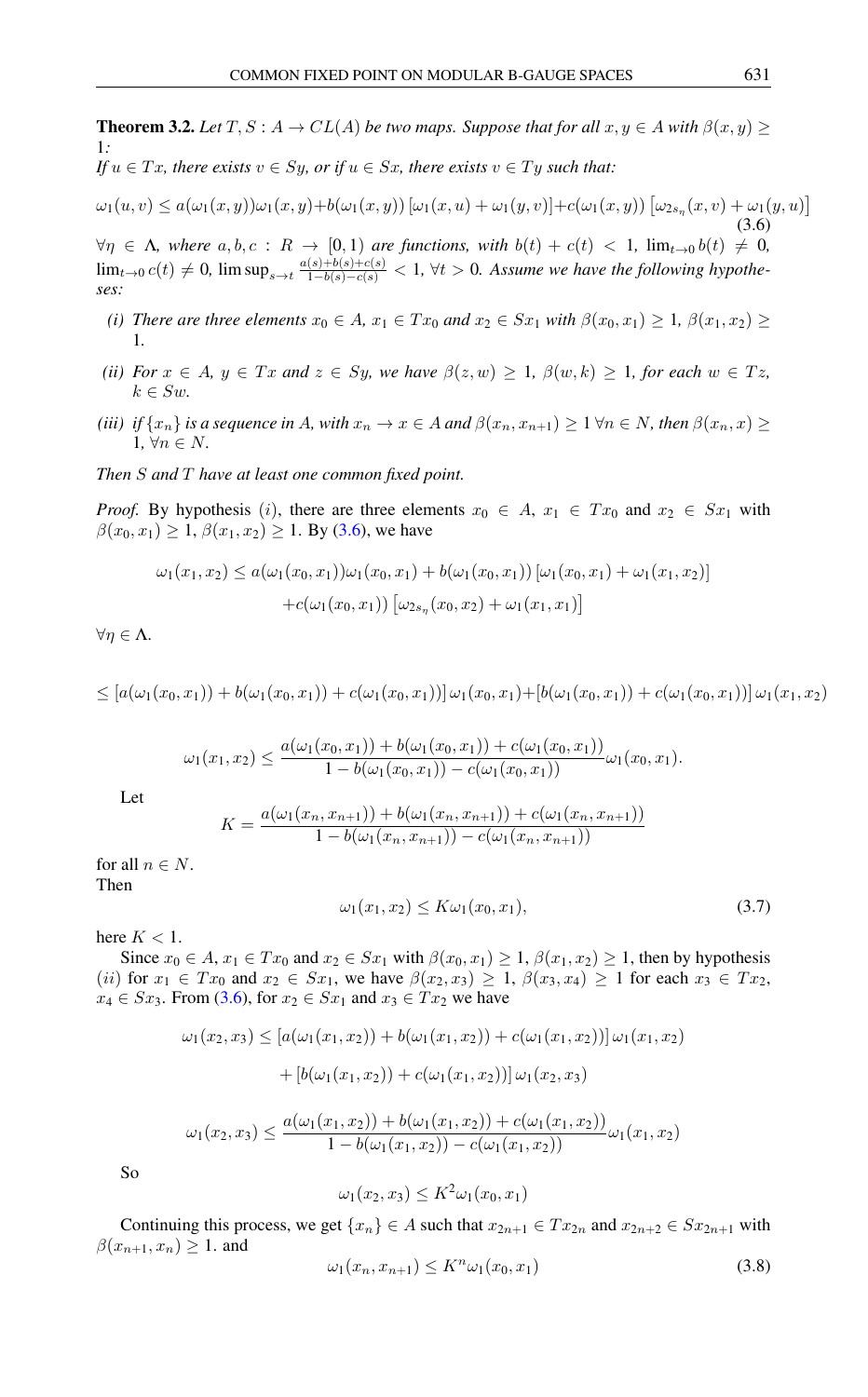**Theorem 3.2.** *Let $T, S : A \to CL(A)$ be two maps. Suppose that for all $x, y \in A$ with $\beta(x, y) \geq 1$:*
*If $u \in Tx$, there exists $v \in Sy$, or if $u \in Sx$, there exists $v \in Ty$ such that:*

$$\omega_1(u,v) \leq a(\omega_1(x,y))\omega_1(x,y)+b(\omega_1(x,y))\left[\omega_1(x,u)+\omega_1(y,v)\right]+c(\omega_1(x,y))\left[\omega_{2s_\eta}(x,v)+\omega_1(y,u)\right] \tag{3.6}$$

*$\forall \eta \in \Lambda$, where $a, b, c : R \to [0, 1)$ are functions, with $b(t) + c(t) < 1$, $\lim_{t\to 0} b(t) \neq 0$, $\lim_{t\to 0} c(t) \neq 0$, $\limsup_{s\to t} \frac{a(s)+b(s)+c(s)}{1-b(s)-c(s)} < 1$, $\forall t > 0$. Assume we have the following hypotheses:*

- *(i) There are three elements $x_0 \in A$, $x_1 \in Tx_0$ and $x_2 \in Sx_1$ with $\beta(x_0, x_1) \geq 1$, $\beta(x_1, x_2) \geq 1$.*
- *(ii) For $x \in A$, $y \in Tx$ and $z \in Sy$, we have $\beta(z, w) \geq 1$, $\beta(w, k) \geq 1$, for each $w \in Tz$, $k \in Sw$.*
- *(iii) if $\{x_n\}$ is a sequence in $A$, with $x_n \to x \in A$ and $\beta(x_n, x_{n+1}) \geq 1$ $\forall n \in N$, then $\beta(x_n, x) \geq 1$, $\forall n \in N$.*

*Then $S$ and $T$ have at least one common fixed point.*

*Proof.* By hypothesis $(i)$, there are three elements $x_0 \in A$, $x_1 \in Tx_0$ and $x_2 \in Sx_1$ with $\beta(x_0, x_1) \geq 1$, $\beta(x_1, x_2) \geq 1$. By (3.6), we have

$$\omega_1(x_1,x_2) \leq a(\omega_1(x_0,x_1))\omega_1(x_0,x_1) + b(\omega_1(x_0,x_1))\left[\omega_1(x_0,x_1)+\omega_1(x_1,x_2)\right]$$
$$+c(\omega_1(x_0,x_1))\left[\omega_{2s_\eta}(x_0,x_2)+\omega_1(x_1,x_1)\right]$$

$\forall \eta \in \Lambda$.

$$\leq \left[a(\omega_1(x_0,x_1))+b(\omega_1(x_0,x_1))+c(\omega_1(x_0,x_1))\right]\omega_1(x_0,x_1)+\left[b(\omega_1(x_0,x_1))+c(\omega_1(x_0,x_1))\right]\omega_1(x_1,x_2)$$

$$\omega_1(x_1,x_2) \leq \frac{a(\omega_1(x_0,x_1))+b(\omega_1(x_0,x_1))+c(\omega_1(x_0,x_1))}{1-b(\omega_1(x_0,x_1))-c(\omega_1(x_0,x_1))}\omega_1(x_0,x_1).$$

Let

$$K = \frac{a(\omega_1(x_n,x_{n+1}))+b(\omega_1(x_n,x_{n+1}))+c(\omega_1(x_n,x_{n+1}))}{1-b(\omega_1(x_n,x_{n+1}))-c(\omega_1(x_n,x_{n+1}))}$$

for all $n \in N$.
Then

$$\omega_1(x_1,x_2) \leq K\omega_1(x_0,x_1), \tag{3.7}$$

here $K < 1$.

Since $x_0 \in A$, $x_1 \in Tx_0$ and $x_2 \in Sx_1$ with $\beta(x_0, x_1) \geq 1$, $\beta(x_1, x_2) \geq 1$, then by hypothesis $(ii)$ for $x_1 \in Tx_0$ and $x_2 \in Sx_1$, we have $\beta(x_2, x_3) \geq 1$, $\beta(x_3, x_4) \geq 1$ for each $x_3 \in Tx_2$, $x_4 \in Sx_3$. From (3.6), for $x_2 \in Sx_1$ and $x_3 \in Tx_2$ we have

$$\omega_1(x_2,x_3) \leq \left[a(\omega_1(x_1,x_2))+b(\omega_1(x_1,x_2))+c(\omega_1(x_1,x_2))\right]\omega_1(x_1,x_2)$$
$$+\left[b(\omega_1(x_1,x_2))+c(\omega_1(x_1,x_2))\right]\omega_1(x_2,x_3)$$

$$\omega_1(x_2,x_3) \leq \frac{a(\omega_1(x_1,x_2))+b(\omega_1(x_1,x_2))+c(\omega_1(x_1,x_2))}{1-b(\omega_1(x_1,x_2))-c(\omega_1(x_1,x_2))}\omega_1(x_1,x_2)$$

So

$$\omega_1(x_2,x_3) \leq K^2\omega_1(x_0,x_1)$$

Continuing this process, we get $\{x_n\} \in A$ such that $x_{2n+1} \in Tx_{2n}$ and $x_{2n+2} \in Sx_{2n+1}$ with $\beta(x_{n+1}, x_n) \geq 1$. and

$$\omega_1(x_n,x_{n+1}) \leq K^n\omega_1(x_0,x_1) \tag{3.8}$$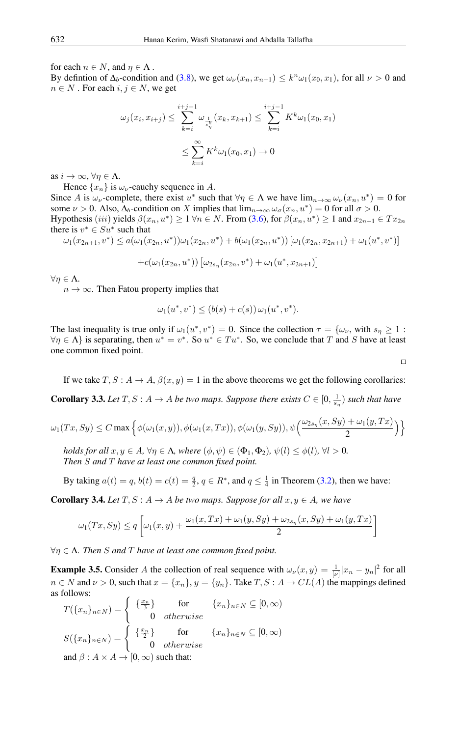for each $n \in N$, and $\eta \in \Lambda$ .
By defintion of $\Delta_b$-condition and (3.8), we get $\omega_\nu(x_n, x_{n+1}) \leq k^n \omega_1(x_0, x_1)$, for all $\nu > 0$ and $n \in N$ . For each $i, j \in N$, we get

$$\omega_j(x_i, x_{i+j}) \leq \sum_{k=i}^{i+j-1} \omega_{\frac{1}{s_\eta^k}}(x_k, x_{k+1}) \leq \sum_{k=i}^{i+j-1} K^k \omega_1(x_0, x_1)$$

$$\leq \sum_{k=i}^{\infty} K^k \omega_1(x_0, x_1) \to 0$$

as $i \to \infty$, $\forall \eta \in \Lambda$.

Hence $\{x_n\}$ is $\omega_\nu$-cauchy sequence in $A$.
Since $A$ is $\omega_\nu$-complete, there exist $u^*$ such that $\forall \eta \in \Lambda$ we have $\lim_{n\to\infty} \omega_\nu(x_n, u^*) = 0$ for some $\nu > 0$. Also, $\Delta_b$-condition on $X$ implies that $\lim_{n\to\infty} \omega_\sigma(x_n, u^*) = 0$ for all $\sigma > 0$.
Hypothesis $(iii)$ yields $\beta(x_n, u^*) \geq 1$ $\forall n \in N$. From (3.6), for $\beta(x_n, u^*) \geq 1$ and $x_{2n+1} \in Tx_{2n}$ there is $v^* \in Su^*$ such that

$$\omega_1(x_{2n+1}, v^*) \leq a(\omega_1(x_{2n}, u^*))\omega_1(x_{2n}, u^*) + b(\omega_1(x_{2n}, u^*))\left[\omega_1(x_{2n}, x_{2n+1}) + \omega_1(u^*, v^*)\right]$$

$$+c(\omega_1(x_{2n}, u^*))\left[\omega_{2s_\eta}(x_{2n}, v^*) + \omega_1(u^*, x_{2n+1})\right]$$

$\forall \eta \in \Lambda$.

$n \to \infty$. Then Fatou property implies that

$$\omega_1(u^*, v^*) \leq (b(s) + c(s))\, \omega_1(u^*, v^*).$$

The last inequality is true only if $\omega_1(u^*, v^*) = 0$. Since the collection $\tau = \{\omega_\nu$, with $s_\eta \geq 1 : \forall \eta \in \Lambda\}$ is separating, then $u^* = v^*$. So $u^* \in Tu^*$. So, we conclude that $T$ and $S$ have at least one common fixed point.

□

If we take $T, S : A \to A$, $\beta(x, y) = 1$ in the above theorems we get the following corollaries:

**Corollary 3.3.** *Let $T, S : A \to A$ be two maps. Suppose there exists $C \in [0, \frac{1}{s_\eta})$ such that have*

$$\omega_1(Tx, Sy) \leq C \max\left\{\phi(\omega_1(x, y)), \phi(\omega_1(x, Tx)), \phi(\omega_1(y, Sy)), \psi\Big(\frac{\omega_{2s_\eta}(x, Sy) + \omega_1(y, Tx)}{2}\Big)\right\}$$

*holds for all $x, y \in A$, $\forall \eta \in \Lambda$, where $(\phi, \psi) \in (\Phi_1, \Phi_2)$, $\psi(l) \leq \phi(l)$, $\forall l > 0$.*
*Then $S$ and $T$ have at least one common fixed point.*

By taking $a(t) = q$, $b(t) = c(t) = \frac{q}{2}$, $q \in R^*$, and $q \leq \frac{1}{4}$ in Theorem (3.2), then we have:

**Corollary 3.4.** *Let $T, S : A \to A$ be two maps. Suppose for all $x, y \in A$, we have*

$$\omega_1(Tx, Sy) \leq q\left[\omega_1(x, y) + \frac{\omega_1(x, Tx) + \omega_1(y, Sy) + \omega_{2s_\eta}(x, Sy) + \omega_1(y, Tx)}{2}\right]$$

*$\forall \eta \in \Lambda$. Then $S$ and $T$ have at least one common fixed point.*

**Example 3.5.** Consider $A$ the collection of real sequence with $\omega_\nu(x, y) = \frac{1}{|\nu|}|x_n - y_n|^2$ for all $n \in N$ and $\nu > 0$, such that $x = \{x_n\}$, $y = \{y_n\}$. Take $T, S : A \to CL(A)$ the mappings defined as follows:

$$T(\{x_n\}_{n\in N}) = \begin{cases} \{\frac{x_n}{3}\} & \text{for} \quad \{x_n\}_{n\in N} \subseteq [0, \infty) \\ 0 & otherwise \end{cases}$$

$$S(\{x_n\}_{n\in N}) = \begin{cases} \{\frac{x_n}{2}\} & \text{for} \quad \{x_n\}_{n\in N} \subseteq [0, \infty) \\ 0 & otherwise \end{cases}$$

and $\beta : A \times A \to [0, \infty)$ such that: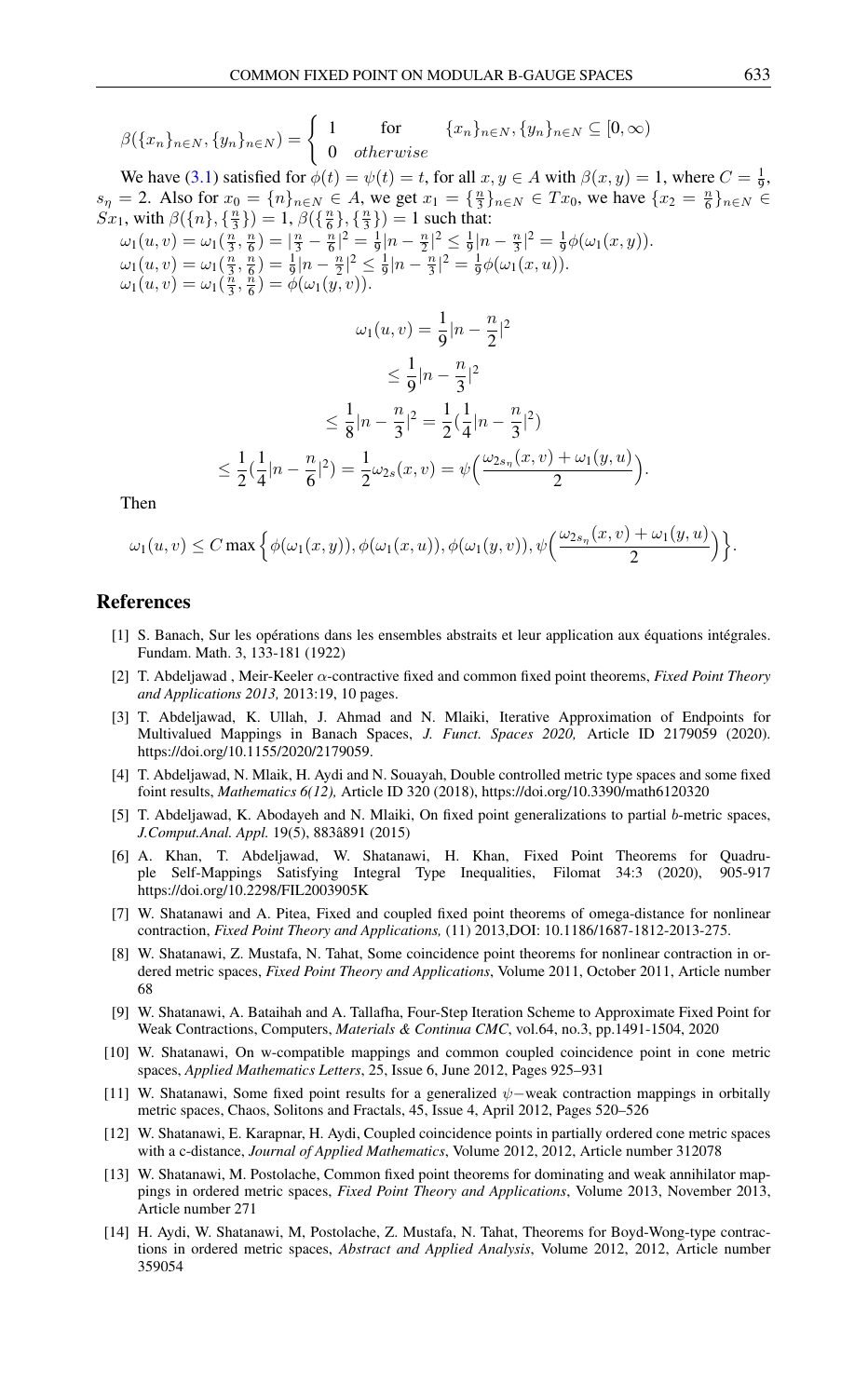$$\beta(\{x_n\}_{n\in N},\{y_n\}_{n\in N}) = \begin{cases} 1 & \text{for} \quad \{x_n\}_{n\in N},\{y_n\}_{n\in N} \subseteq [0,\infty) \\ 0 & otherwise \end{cases}$$

We have (3.1) satisfied for $\phi(t)=\psi(t)=t$, for all $x,y\in A$ with $\beta(x,y)=1$, where $C=\frac{1}{9}$, $s_\eta=2$. Also for $x_0=\{n\}_{n\in N}\in A$, we get $x_1=\{\frac{n}{3}\}_{n\in N}\in Tx_0$, we have $\{x_2=\frac{n}{6}\}_{n\in N}\in Sx_1$, with $\beta(\{n\},\{\frac{n}{3}\})=1$, $\beta(\{\frac{n}{6}\},\{\frac{n}{3}\})=1$ such that:

$\omega_1(u,v)=\omega_1(\frac{n}{3},\frac{n}{6})=|\frac{n}{3}-\frac{n}{6}|^2=\frac{1}{9}|n-\frac{n}{2}|^2\leq\frac{1}{9}|n-\frac{n}{3}|^2=\frac{1}{9}\phi(\omega_1(x,y))$.
$\omega_1(u,v)=\omega_1(\frac{n}{3},\frac{n}{6})=\frac{1}{9}|n-\frac{n}{2}|^2\leq\frac{1}{9}|n-\frac{n}{3}|^2=\frac{1}{9}\phi(\omega_1(x,u))$.
$\omega_1(u,v)=\omega_1(\frac{n}{3},\frac{n}{6})=\phi(\omega_1(y,v))$.

$$\begin{aligned}
\omega_1(u,v) &= \frac{1}{9}|n-\frac{n}{2}|^2 \\
&\leq \frac{1}{9}|n-\frac{n}{3}|^2 \\
&\leq \frac{1}{8}|n-\frac{n}{3}|^2 = \frac{1}{2}(\frac{1}{4}|n-\frac{n}{3}|^2) \\
&\leq \frac{1}{2}(\frac{1}{4}|n-\frac{n}{6}|^2) = \frac{1}{2}\omega_{2s}(x,v) = \psi\Big(\frac{\omega_{2s_\eta}(x,v)+\omega_1(y,u)}{2}\Big).
\end{aligned}$$

Then

$$\omega_1(u,v)\leq C\max\Big\{\phi(\omega_1(x,y)),\phi(\omega_1(x,u)),\phi(\omega_1(y,v)),\psi\Big(\frac{\omega_{2s_\eta}(x,v)+\omega_1(y,u)}{2}\Big)\Big\}.$$

## References

[1] S. Banach, Sur les opérations dans les ensembles abstraits et leur application aux équations intégrales. Fundam. Math. 3, 133-181 (1922)

[2] T. Abdeljawad , Meir-Keeler $\alpha$-contractive fixed and common fixed point theorems, *Fixed Point Theory and Applications 2013,* 2013:19, 10 pages.

[3] T. Abdeljawad, K. Ullah, J. Ahmad and N. Mlaiki, Iterative Approximation of Endpoints for Multivalued Mappings in Banach Spaces, *J. Funct. Spaces 2020,* Article ID 2179059 (2020). https://doi.org/10.1155/2020/2179059.

[4] T. Abdeljawad, N. Mlaik, H. Aydi and N. Souayah, Double controlled metric type spaces and some fixed foint results, *Mathematics 6(12),* Article ID 320 (2018), https://doi.org/10.3390/math6120320

[5] T. Abdeljawad, K. Abodayeh and N. Mlaiki, On fixed point generalizations to partial $b$-metric spaces, *J.Comput.Anal. Appl.* 19(5), 883â891 (2015)

[6] A. Khan, T. Abdeljawad, W. Shatanawi, H. Khan, Fixed Point Theorems for Quadruple Self-Mappings Satisfying Integral Type Inequalities, Filomat 34:3 (2020), 905-917 https://doi.org/10.2298/FIL2003905K

[7] W. Shatanawi and A. Pitea, Fixed and coupled fixed point theorems of omega-distance for nonlinear contraction, *Fixed Point Theory and Applications,* (11) 2013,DOI: 10.1186/1687-1812-2013-275.

[8] W. Shatanawi, Z. Mustafa, N. Tahat, Some coincidence point theorems for nonlinear contraction in ordered metric spaces, *Fixed Point Theory and Applications*, Volume 2011, October 2011, Article number 68

[9] W. Shatanawi, A. Bataihah and A. Tallafha, Four-Step Iteration Scheme to Approximate Fixed Point for Weak Contractions, Computers, *Materials & Continua CMC*, vol.64, no.3, pp.1491-1504, 2020

[10] W. Shatanawi, On w-compatible mappings and common coupled coincidence point in cone metric spaces, *Applied Mathematics Letters*, 25, Issue 6, June 2012, Pages 925–931

[11] W. Shatanawi, Some fixed point results for a generalized $\psi-$weak contraction mappings in orbitally metric spaces, Chaos, Solitons and Fractals, 45, Issue 4, April 2012, Pages 520–526

[12] W. Shatanawi, E. Karapnar, H. Aydi, Coupled coincidence points in partially ordered cone metric spaces with a c-distance, *Journal of Applied Mathematics*, Volume 2012, 2012, Article number 312078

[13] W. Shatanawi, M. Postolache, Common fixed point theorems for dominating and weak annihilator mappings in ordered metric spaces, *Fixed Point Theory and Applications*, Volume 2013, November 2013, Article number 271

[14] H. Aydi, W. Shatanawi, M, Postolache, Z. Mustafa, N. Tahat, Theorems for Boyd-Wong-type contractions in ordered metric spaces, *Abstract and Applied Analysis*, Volume 2012, 2012, Article number 359054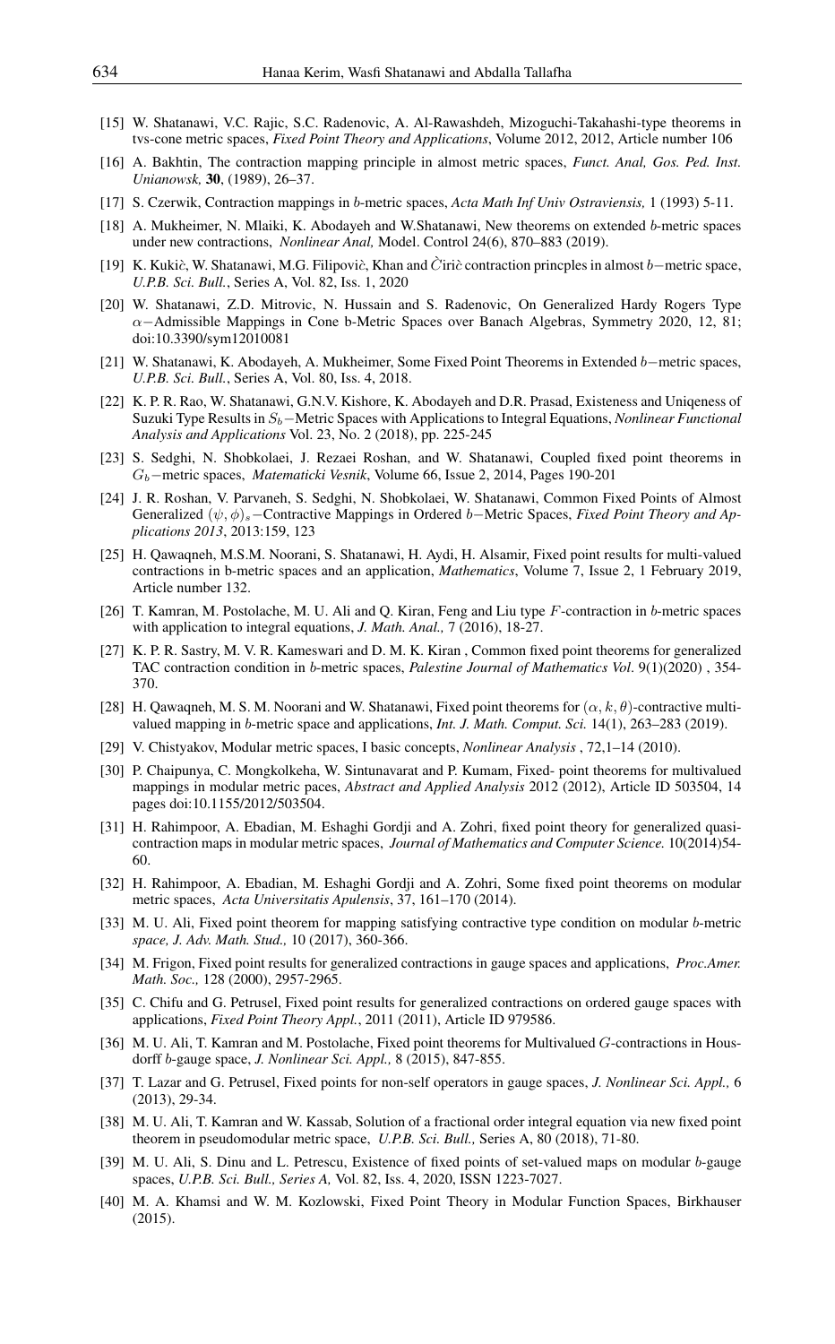[15] W. Shatanawi, V.C. Rajic, S.C. Radenovic, A. Al-Rawashdeh, Mizoguchi-Takahashi-type theorems in tvs-cone metric spaces, *Fixed Point Theory and Applications*, Volume 2012, 2012, Article number 106

[16] A. Bakhtin, The contraction mapping principle in almost metric spaces, *Funct. Anal, Gos. Ped. Inst. Unianowsk,* **30**, (1989), 26–37.

[17] S. Czerwik, Contraction mappings in $b$-metric spaces, *Acta Math Inf Univ Ostraviensis,* 1 (1993) 5-11.

[18] A. Mukheimer, N. Mlaiki, K. Abodayeh and W.Shatanawi, New theorems on extended $b$-metric spaces under new contractions, *Nonlinear Anal,* Model. Control 24(6), 870–883 (2019).

[19] K. Kukič, W. Shatanawi, M.G. Filipovič, Khan and Čirič contraction princples in almost $b-$metric space, *U.P.B. Sci. Bull.*, Series A, Vol. 82, Iss. 1, 2020

[20] W. Shatanawi, Z.D. Mitrovic, N. Hussain and S. Radenovic, On Generalized Hardy Rogers Type $\alpha-$Admissible Mappings in Cone b-Metric Spaces over Banach Algebras, Symmetry 2020, 12, 81; doi:10.3390/sym12010081

[21] W. Shatanawi, K. Abodayeh, A. Mukheimer, Some Fixed Point Theorems in Extended $b-$metric spaces, *U.P.B. Sci. Bull.*, Series A, Vol. 80, Iss. 4, 2018.

[22] K. P. R. Rao, W. Shatanawi, G.N.V. Kishore, K. Abodayeh and D.R. Prasad, Existeness and Uniqeness of Suzuki Type Results in $S_b-$Metric Spaces with Applications to Integral Equations, *Nonlinear Functional Analysis and Applications* Vol. 23, No. 2 (2018), pp. 225-245

[23] S. Sedghi, N. Shobkolaei, J. Rezaei Roshan, and W. Shatanawi, Coupled fixed point theorems in $G_b-$metric spaces, *Matematicki Vesnik*, Volume 66, Issue 2, 2014, Pages 190-201

[24] J. R. Roshan, V. Parvaneh, S. Sedghi, N. Shobkolaei, W. Shatanawi, Common Fixed Points of Almost Generalized $(\psi, \phi)_s-$Contractive Mappings in Ordered $b-$Metric Spaces, *Fixed Point Theory and Applications 2013*, 2013:159, 123

[25] H. Qawaqneh, M.S.M. Noorani, S. Shatanawi, H. Aydi, H. Alsamir, Fixed point results for multi-valued contractions in b-metric spaces and an application, *Mathematics*, Volume 7, Issue 2, 1 February 2019, Article number 132.

[26] T. Kamran, M. Postolache, M. U. Ali and Q. Kiran, Feng and Liu type $F$-contraction in $b$-metric spaces with application to integral equations, *J. Math. Anal.,* 7 (2016), 18-27.

[27] K. P. R. Sastry, M. V. R. Kameswari and D. M. K. Kiran , Common fixed point theorems for generalized TAC contraction condition in $b$-metric spaces, *Palestine Journal of Mathematics Vol*. 9(1)(2020) , 354-370.

[28] H. Qawaqneh, M. S. M. Noorani and W. Shatanawi, Fixed point theorems for $(\alpha, k, \theta)$-contractive multi-valued mapping in $b$-metric space and applications, *Int. J. Math. Comput. Sci.* 14(1), 263–283 (2019).

[29] V. Chistyakov, Modular metric spaces, I basic concepts, *Nonlinear Analysis* , 72,1–14 (2010).

[30] P. Chaipunya, C. Mongkolkeha, W. Sintunavarat and P. Kumam, Fixed- point theorems for multivalued mappings in modular metric paces, *Abstract and Applied Analysis* 2012 (2012), Article ID 503504, 14 pages doi:10.1155/2012/503504.

[31] H. Rahimpoor, A. Ebadian, M. Eshaghi Gordji and A. Zohri, fixed point theory for generalized quasi-contraction maps in modular metric spaces, *Journal of Mathematics and Computer Science.* 10(2014)54-60.

[32] H. Rahimpoor, A. Ebadian, M. Eshaghi Gordji and A. Zohri, Some fixed point theorems on modular metric spaces, *Acta Universitatis Apulensis*, 37, 161–170 (2014).

[33] M. U. Ali, Fixed point theorem for mapping satisfying contractive type condition on modular $b$-metric *space, J. Adv. Math. Stud.,* 10 (2017), 360-366.

[34] M. Frigon, Fixed point results for generalized contractions in gauge spaces and applications, *Proc.Amer. Math. Soc.,* 128 (2000), 2957-2965.

[35] C. Chifu and G. Petrusel, Fixed point results for generalized contractions on ordered gauge spaces with applications, *Fixed Point Theory Appl.*, 2011 (2011), Article ID 979586.

[36] M. U. Ali, T. Kamran and M. Postolache, Fixed point theorems for Multivalued $G$-contractions in Housdorff $b$-gauge space, *J. Nonlinear Sci. Appl.,* 8 (2015), 847-855.

[37] T. Lazar and G. Petrusel, Fixed points for non-self operators in gauge spaces, *J. Nonlinear Sci. Appl.,* 6 (2013), 29-34.

[38] M. U. Ali, T. Kamran and W. Kassab, Solution of a fractional order integral equation via new fixed point theorem in pseudomodular metric space, *U.P.B. Sci. Bull.,* Series A, 80 (2018), 71-80.

[39] M. U. Ali, S. Dinu and L. Petrescu, Existence of fixed points of set-valued maps on modular $b$-gauge spaces, *U.P.B. Sci. Bull., Series A,* Vol. 82, Iss. 4, 2020, ISSN 1223-7027.

[40] M. A. Khamsi and W. M. Kozlowski, Fixed Point Theory in Modular Function Spaces, Birkhauser (2015).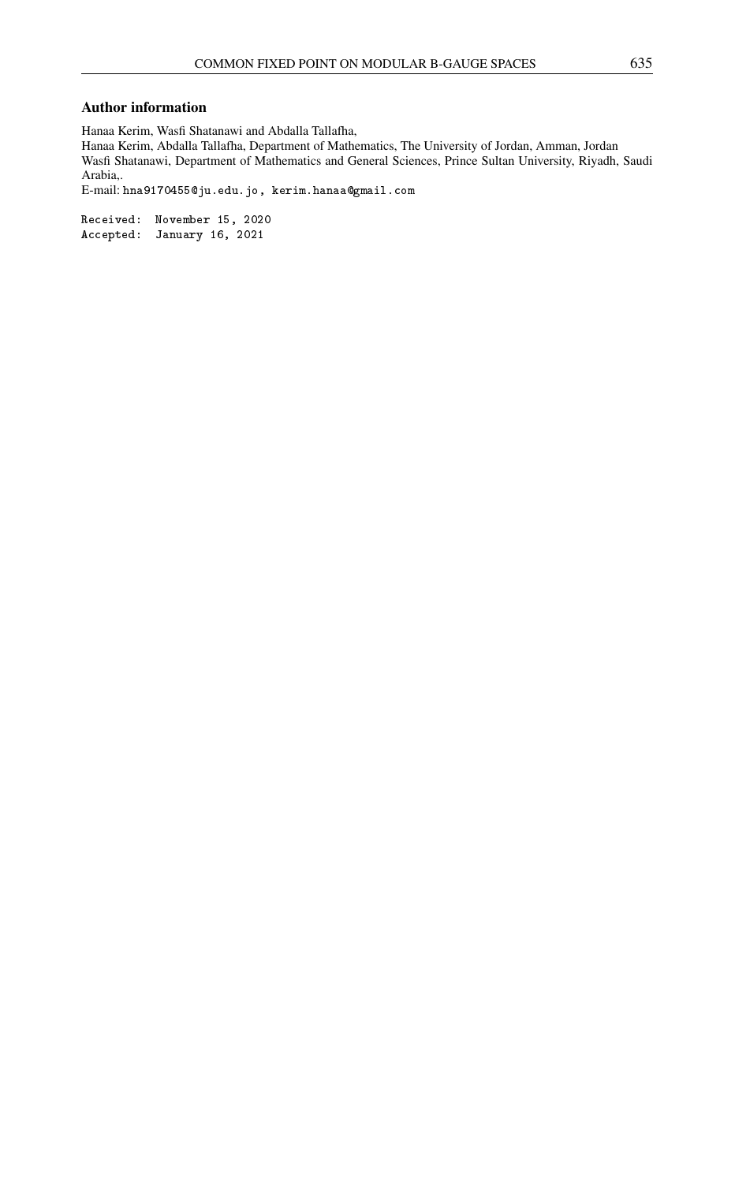## Author information

Hanaa Kerim, Wasfi Shatanawi and Abdalla Tallafha,
Hanaa Kerim, Abdalla Tallafha, Department of Mathematics, The University of Jordan, Amman, Jordan
Wasfi Shatanawi, Department of Mathematics and General Sciences, Prince Sultan University, Riyadh, Saudi Arabia,.
E-mail: hna9170455@ju.edu.jo, kerim.hanaa@gmail.com

Received: November 15, 2020
Accepted: January 16, 2021